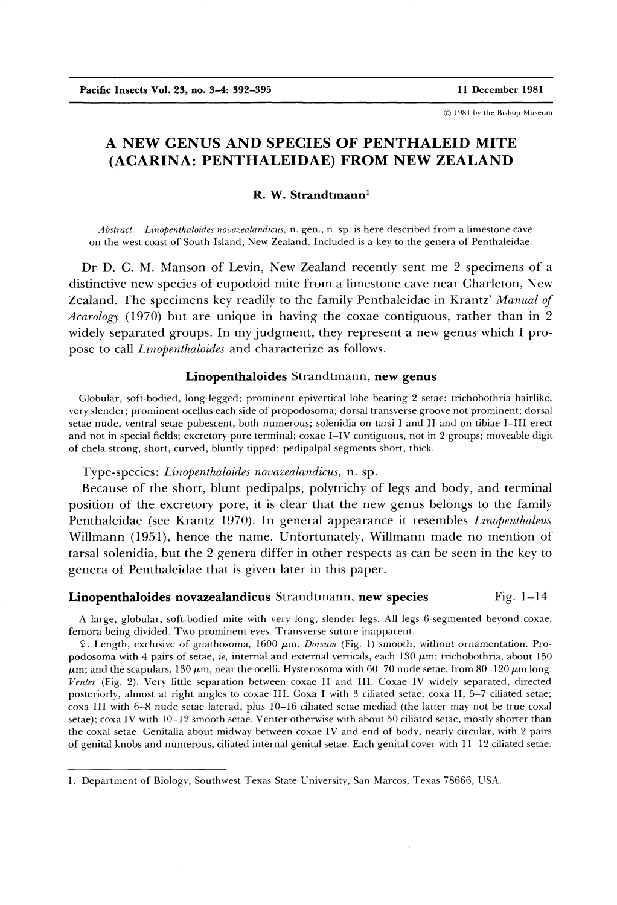© 1981 by the Bishop Museum

# A NEW GENUS AND SPECIES OF PENTHALEID MITE (ACARINA: PENTHALEIDAE) FROM NEW ZEALAND

**R. W. Strandtmann**[1]

*Abstract.* *Linopenthaloides novazealandicus*, n. gen., n. sp. is here described from a limestone cave on the west coast of South Island, New Zealand. Included is a key to the genera of Penthaleidae.

Dr D. C. M. Manson of Levin, New Zealand recently sent me 2 specimens of a distinctive new species of eupodoid mite from a limestone cave near Charleton, New Zealand. The specimens key readily to the family Penthaleidae in Krantz' *Manual of Acarology* (1970) but are unique in having the coxae contiguous, rather than in 2 widely separated groups. In my judgment, they represent a new genus which I propose to call *Linopenthaloides* and characterize as follows.

## *Linopenthaloides* Strandtmann, new genus

Globular, soft-bodied, long-legged; prominent epivertical lobe bearing 2 setae; trichobothria hairlike, very slender; prominent ocellus each side of propodosoma; dorsal transverse groove not prominent; dorsal setae nude, ventral setae pubescent, both numerous; solenidia on tarsi I and II and on tibiae I–III erect and not in special fields; excretory pore terminal; coxae I–IV contiguous, not in 2 groups; moveable digit of chela strong, short, curved, bluntly tipped; pedipalpal segments short, thick.

Type-species: *Linopenthaloides novazealandicus*, n. sp.

Because of the short, blunt pedipalps, polytrichy of legs and body, and terminal position of the excretory pore, it is clear that the new genus belongs to the family Penthaleidae (see Krantz 1970). In general appearance it resembles *Linopenthaleus* Willmann (1951), hence the name. Unfortunately, Willmann made no mention of tarsal solenidia, but the 2 genera differ in other respects as can be seen in the key to genera of Penthaleidae that is given later in this paper.

## *Linopenthaloides novazealandicus* Strandtmann, new species — Fig. 1–14

A large, globular, soft-bodied mite with very long, slender legs. All legs 6-segmented beyond coxae, femora being divided. Two prominent eyes. Transverse suture inapparent.

♀. Length, exclusive of gnathosoma, 1600 μm. *Dorsum* (Fig. 1) smooth, without ornamentation. Propodosoma with 4 pairs of setae, *ie*, internal and external verticals, each 130 μm; trichobothria, about 150 μm; and the scapulars, 130 μm, near the ocelli. Hysterosoma with 60–70 nude setae, from 80–120 μm long. *Venter* (Fig. 2). Very little separation between coxae II and III. Coxae IV widely separated, directed posteriorly, almost at right angles to coxae III. Coxa I with 3 ciliated setae; coxa II, 5–7 ciliated setae; coxa III with 6–8 nude setae laterad, plus 10–16 ciliated setae mediad (the latter may not be true coxal setae); coxa IV with 10–12 smooth setae. Venter otherwise with about 50 ciliated setae, mostly shorter than the coxal setae. Genitalia about midway between coxae IV and end of body, nearly circular, with 2 pairs of genital knobs and numerous, ciliated internal genital setae. Each genital cover with 11–12 ciliated setae.

---

1. Department of Biology, Southwest Texas State University, San Marcos, Texas 78666, USA.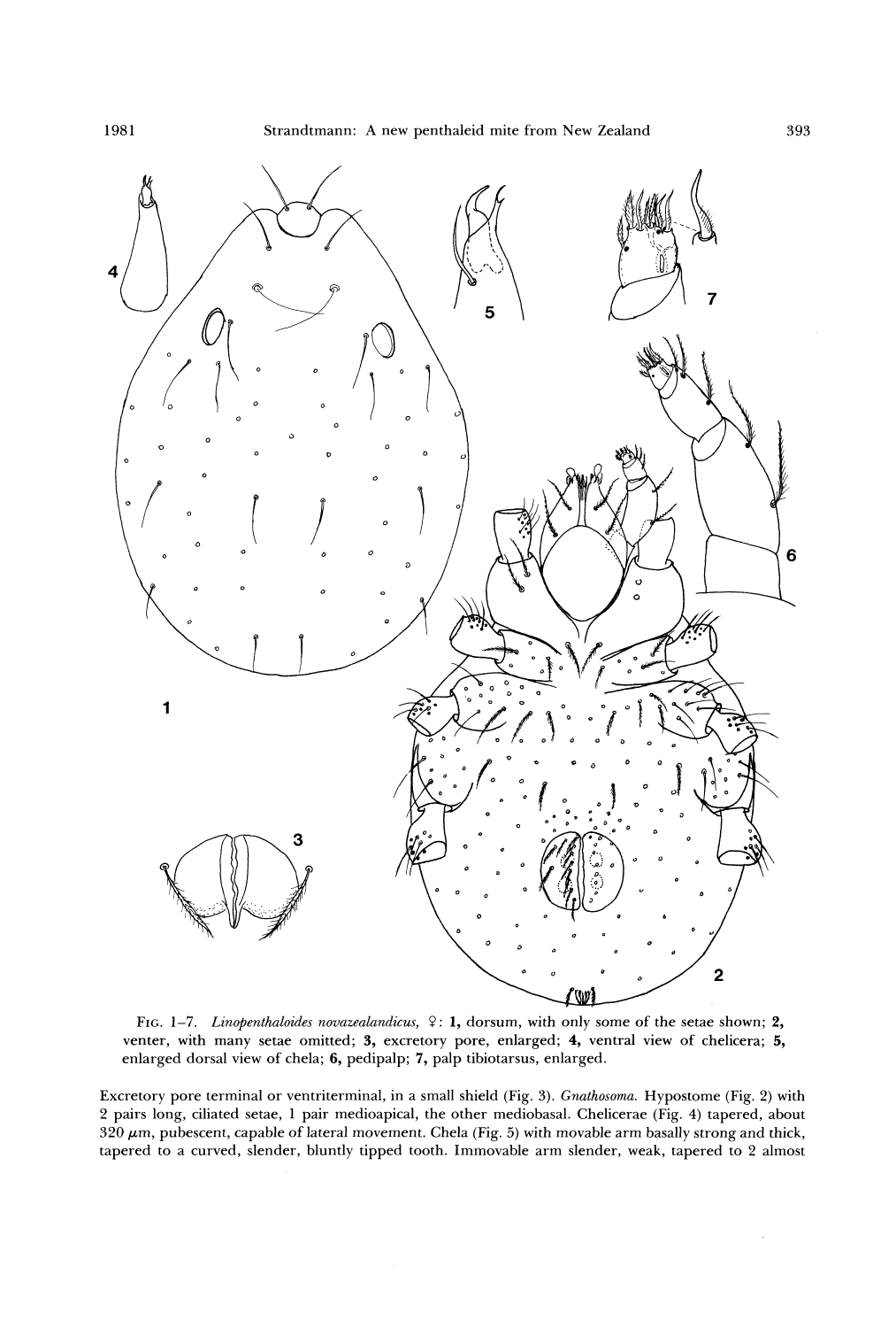FIG. 1–7. *Linopenthaloides novazealandicus*, ♀: **1,** dorsum, with only some of the setae shown; **2,** venter, with many setae omitted; **3,** excretory pore, enlarged; **4,** ventral view of chelicera; **5,** enlarged dorsal view of chela; **6,** pedipalp; **7,** palp tibiotarsus, enlarged.

Excretory pore terminal or ventriterminal, in a small shield (Fig. 3). *Gnathosoma.* Hypostome (Fig. 2) with 2 pairs long, ciliated setae, 1 pair medioapical, the other mediobasal. Chelicerae (Fig. 4) tapered, about 320 $\mu$m, pubescent, capable of lateral movement. Chela (Fig. 5) with movable arm basally strong and thick, tapered to a curved, slender, bluntly tipped tooth. Immovable arm slender, weak, tapered to 2 almost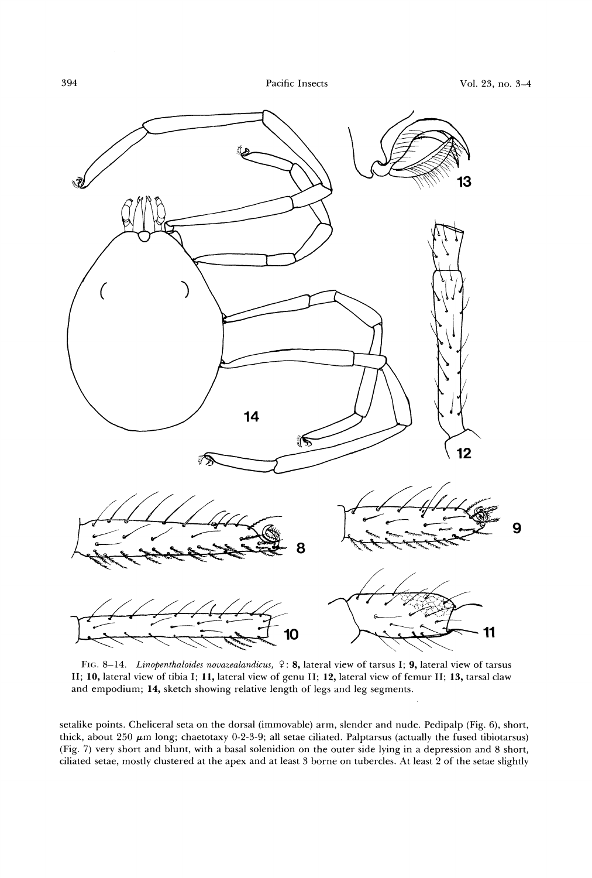FIG. 8–14. *Linopenthaloides novazealandicus*, ♀: **8,** lateral view of tarsus I; **9,** lateral view of tarsus II; **10,** lateral view of tibia I; **11,** lateral view of genu II; **12,** lateral view of femur II; **13,** tarsal claw and empodium; **14,** sketch showing relative length of legs and leg segments.

setalike points. Cheliceral seta on the dorsal (immovable) arm, slender and nude. Pedipalp (Fig. 6), short, thick, about 250 $\mu$m long; chaetotaxy 0-2-3-9; all setae ciliated. Palptarsus (actually the fused tibiotarsus) (Fig. 7) very short and blunt, with a basal solenidion on the outer side lying in a depression and 8 short, ciliated setae, mostly clustered at the apex and at least 3 borne on tubercles. At least 2 of the setae slightly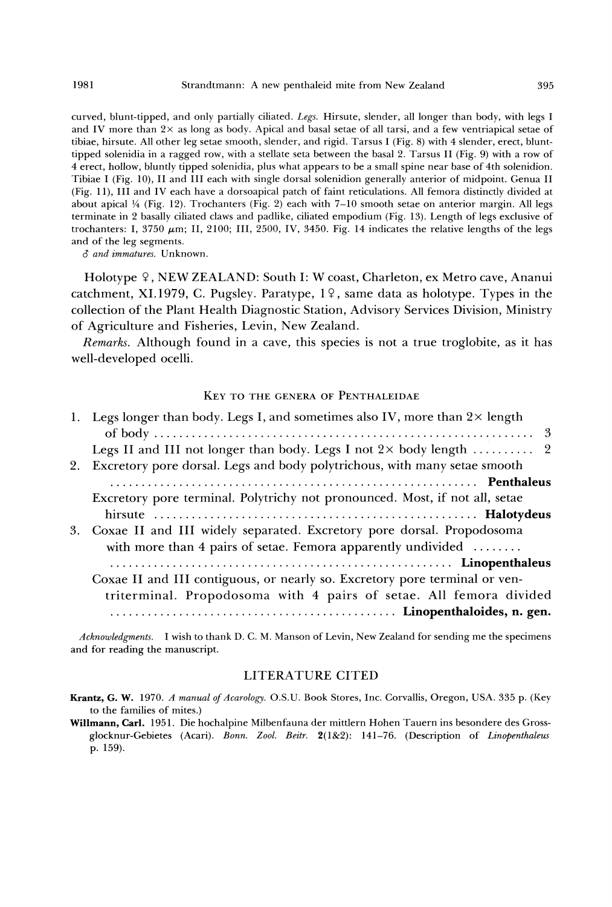curved, blunt-tipped, and only partially ciliated. *Legs*. Hirsute, slender, all longer than body, with legs I and IV more than 2× as long as body. Apical and basal setae of all tarsi, and a few ventriapical setae of tibiae, hirsute. All other leg setae smooth, slender, and rigid. Tarsus I (Fig. 8) with 4 slender, erect, blunt-tipped solenidia in a ragged row, with a stellate seta between the basal 2. Tarsus II (Fig. 9) with a row of 4 erect, hollow, bluntly tipped solenidia, plus what appears to be a small spine near base of 4th solenidion. Tibiae I (Fig. 10), II and III each with single dorsal solenidion generally anterior of midpoint. Genua II (Fig. 11), III and IV each have a dorsoapical patch of faint reticulations. All femora distinctly divided at about apical ¼ (Fig. 12). Trochanters (Fig. 2) each with 7–10 smooth setae on anterior margin. All legs terminate in 2 basally ciliated claws and padlike, ciliated empodium (Fig. 13). Length of legs exclusive of trochanters: I, 3750 μm; II, 2100; III, 2500, IV, 3450. Fig. 14 indicates the relative lengths of the legs and of the leg segments.

*♂ and immatures*. Unknown.

Holotype ♀, NEW ZEALAND: South I: W coast, Charleton, ex Metro cave, Ananui catchment, XI.1979, C. Pugsley. Paratype, 1♀, same data as holotype. Types in the collection of the Plant Health Diagnostic Station, Advisory Services Division, Ministry of Agriculture and Fisheries, Levin, New Zealand.

*Remarks*. Although found in a cave, this species is not a true troglobite, as it has well-developed ocelli.

## KEY TO THE GENERA OF PENTHALEIDAE

1. Legs longer than body. Legs I, and sometimes also IV, more than 2× length of body ............................................................ 3
   Legs II and III not longer than body. Legs I not 2× body length .......... 2
2. Excretory pore dorsal. Legs and body polytrichous, with many setae smooth ............................................................ **Penthaleus**
   Excretory pore terminal. Polytrichy not pronounced. Most, if not all, setae hirsute ................................................... **Halotydeus**
3. Coxae II and III widely separated. Excretory pore dorsal. Propodosoma with more than 4 pairs of setae. Femora apparently undivided ........ ........................................................ **Linopenthaleus**
   Coxae II and III contiguous, or nearly so. Excretory pore terminal or ventriterminal. Propodosoma with 4 pairs of setae. All femora divided ............................................. **Linopenthaloides, n. gen.**

*Acknowledgments*. I wish to thank D. C. M. Manson of Levin, New Zealand for sending me the specimens and for reading the manuscript.

## LITERATURE CITED

**Krantz, G. W.** 1970. *A manual of Acarology*. O.S.U. Book Stores, Inc. Corvallis, Oregon, USA. 335 p. (Key to the families of mites.)

**Willmann, Carl.** 1951. Die hochalpine Milbenfauna der mittlern Hohen Tauern ins besondere des Grossglocknur-Gebietes (Acari). *Bonn. Zool. Beitr.* **2**(1&2): 141–76. (Description of *Linopenthaleus* p. 159).